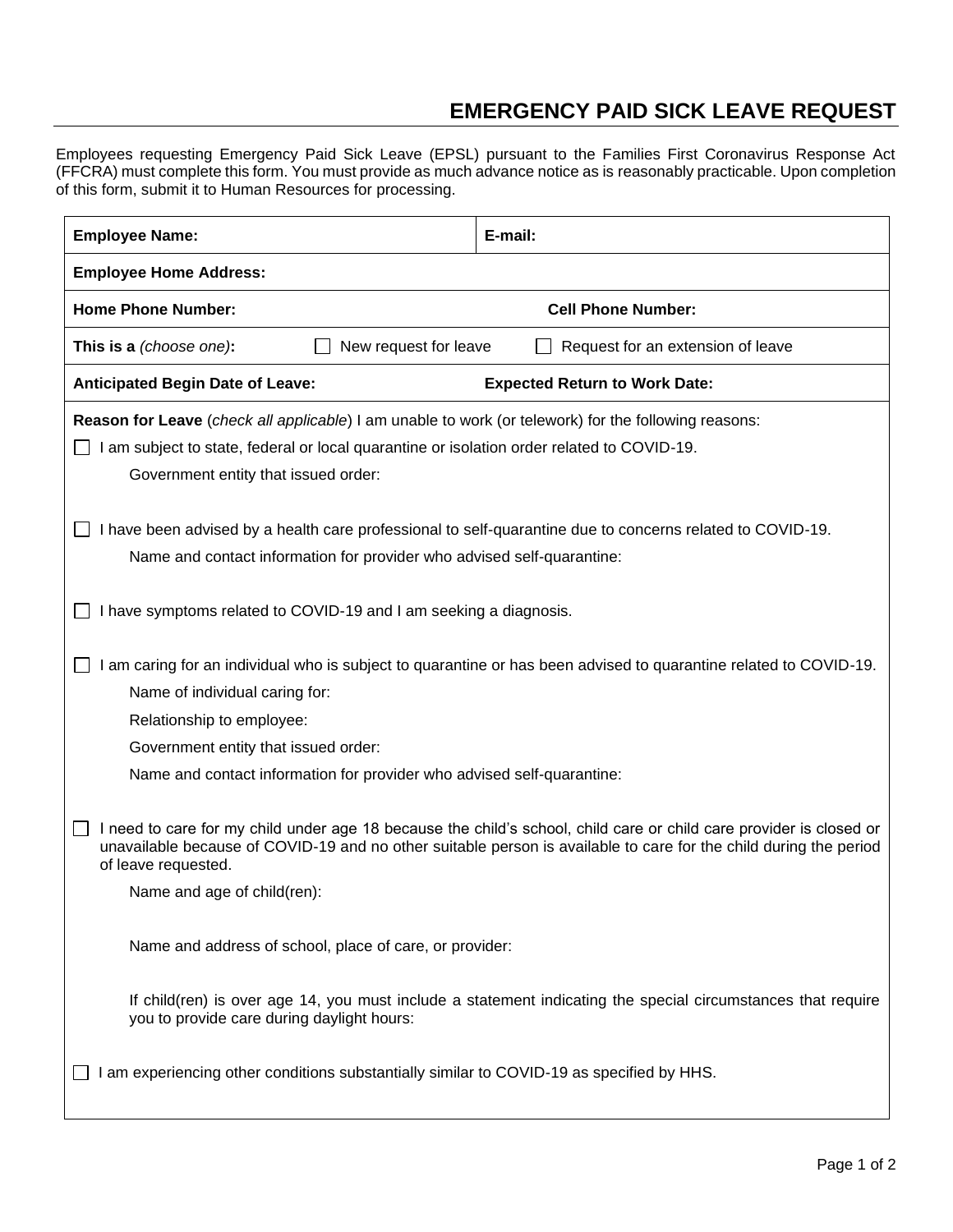# EMERGENCY PAID SICK LEAVE REQUEST

Employees requesting Emergency Paid Sick Leave (EPSL) pursuant to the Families First Coronavirus Response Act (FFCRA) must complete this form. You must provide as much advance notice as is reasonably practicable. Upon completion of this form, submit it to Human Resources for processing.

| **Employee Name:** | **E-mail:** |
|---|---|
| **Employee Home Address:** | |
| **Home Phone Number:** | **Cell Phone Number:** |
| **This is a** *(choose one)***:** ☐ New request for leave | ☐ Request for an extension of leave |
| **Anticipated Begin Date of Leave:** | **Expected Return to Work Date:** |

**Reason for Leave** (*check all applicable*) I am unable to work (or telework) for the following reasons:

☐ I am subject to state, federal or local quarantine or isolation order related to COVID-19.

Government entity that issued order:

☐ I have been advised by a health care professional to self-quarantine due to concerns related to COVID-19.

Name and contact information for provider who advised self-quarantine:

☐ I have symptoms related to COVID-19 and I am seeking a diagnosis.

☐ I am caring for an individual who is subject to quarantine or has been advised to quarantine related to COVID-19.

Name of individual caring for:

Relationship to employee:

Government entity that issued order:

Name and contact information for provider who advised self-quarantine:

☐ I need to care for my child under age 18 because the child's school, child care or child care provider is closed or unavailable because of COVID-19 and no other suitable person is available to care for the child during the period of leave requested.

Name and age of child(ren):

Name and address of school, place of care, or provider:

If child(ren) is over age 14, you must include a statement indicating the special circumstances that require you to provide care during daylight hours:

☐ I am experiencing other conditions substantially similar to COVID-19 as specified by HHS.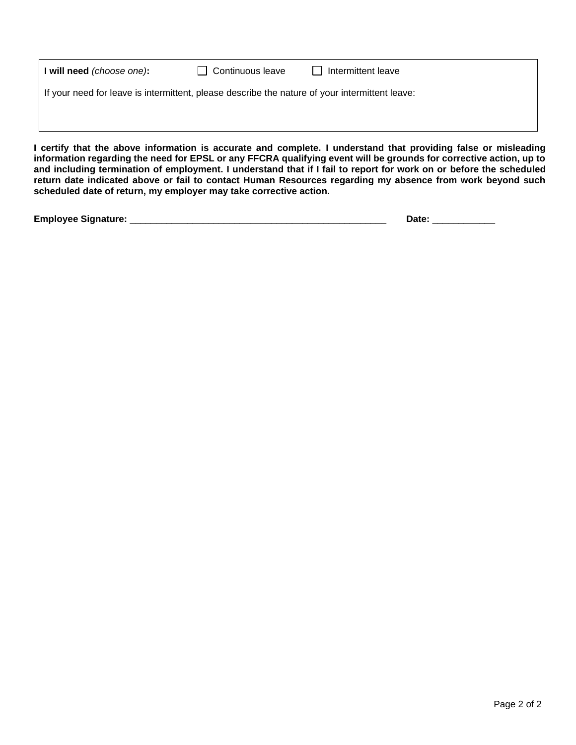**I will need** *(choose one)***:** ☐ Continuous leave ☐ Intermittent leave

If your need for leave is intermittent, please describe the nature of your intermittent leave:

**I certify that the above information is accurate and complete. I understand that providing false or misleading information regarding the need for EPSL or any FFCRA qualifying event will be grounds for corrective action, up to and including termination of employment. I understand that if I fail to report for work on or before the scheduled return date indicated above or fail to contact Human Resources regarding my absence from work beyond such scheduled date of return, my employer may take corrective action.**

**Employee Signature:** ___________________________________________________ **Date:** ____________